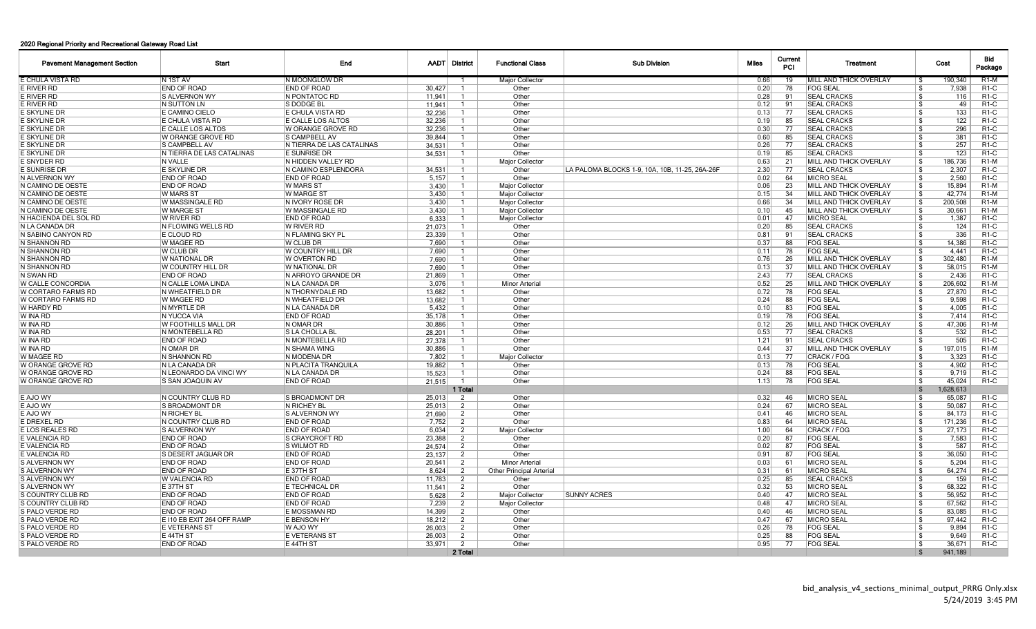# 2020 Regional Priority and Recreational Gateway Road List

| Pavement Management Section | Start | End | AADT | District | Functional Class | Sub Division | Miles | Current PCI | Treatment | Cost | Bid Package |
|---|---|---|---|---|---|---|---|---|---|---|---|
| E CHULA VISTA RD | N 1ST AV | N MOONGLOW DR | | 1 | Major Collector | | 0.66 | 19 | MILL AND THICK OVERLAY | $ 190,340 | R1-M |
| E RIVER RD | END OF ROAD | END OF ROAD | 30,427 | 1 | Other | | 0.20 | 78 | FOG SEAL | $ 7,938 | R1-C |
| E RIVER RD | S ALVERNON WY | N PONTATOC RD | 11,941 | 1 | Other | | 0.28 | 91 | SEAL CRACKS | $ 116 | R1-C |
| E RIVER RD | N SUTTON LN | S DODGE BL | 11,941 | 1 | Other | | 0.12 | 91 | SEAL CRACKS | $ 49 | R1-C |
| E SKYLINE DR | E CAMINO CIELO | E CHULA VISTA RD | 32,236 | 1 | Other | | 0.13 | 77 | SEAL CRACKS | $ 133 | R1-C |
| E SKYLINE DR | E CHULA VISTA RD | E CALLE LOS ALTOS | 32,236 | 1 | Other | | 0.19 | 85 | SEAL CRACKS | $ 122 | R1-C |
| E SKYLINE DR | E CALLE LOS ALTOS | W ORANGE GROVE RD | 32,236 | 1 | Other | | 0.30 | 77 | SEAL CRACKS | $ 296 | R1-C |
| E SKYLINE DR | W ORANGE GROVE RD | S CAMPBELL AV | 39,844 | 1 | Other | | 0.60 | 85 | SEAL CRACKS | $ 381 | R1-C |
| E SKYLINE DR | S CAMPBELL AV | N TIERRA DE LAS CATALINAS | 34,531 | 1 | Other | | 0.26 | 77 | SEAL CRACKS | $ 257 | R1-C |
| E SKYTIE DR | N TIERRA DE LAS CATALINAS | E SUNRISE DR | 34,531 | 1 | Other | | 0.19 | 85 | SEAL CRACKS | $ 123 | R1-C |
| E SNYDER RD | N VALLE | N HIDDEN VALLEY RD | | 1 | Major Collector | | 0.63 | 21 | MILL AND THICK OVERLAY | $ 186,736 | R1-M |
| E SUNRISE DR | E SKYLINE DR | N CAMINO ESPLENDORA | 34,531 | 1 | Other | LA PALOMA BLOCKS 1-9, 10A, 10B, 11-25, 26A-26F | 2.30 | 77 | SEAL CRACKS | $ 2,307 | R1-C |
| N ALVERNON WY | END OF ROAD | END OF ROAD | 5,157 | 1 | Other | | 0.02 | 64 | MICRO SEAL | $ 2,560 | R1-C |
| N CAMINO DE OESTE | END OF ROAD | W MARS ST | 3,430 | 1 | Major Collector | | 0.06 | 23 | MILL AND THICK OVERLAY | $ 15,894 | R1-M |
| N CAMINO DE OESTE | W MARS ST | W MARGE ST | 3,430 | 1 | Major Collector | | 0.15 | 34 | MILL AND THICK OVERLAY | $ 42,774 | R1-M |
| N CAMINO DE OESTE | W MASSINGALE RD | N IVORY ROSE DR | 3,430 | 1 | Major Collector | | 0.66 | 34 | MILL AND THICK OVERLAY | $ 200,508 | R1-M |
| N CAMINO DE OESTE | W MARGE ST | W MASSINGALE RD | 3,430 | 1 | Major Collector | | 0.10 | 45 | MILL AND THICK OVERLAY | $ 30,661 | R1-M |
| N HACIENDA DEL SOL RD | W RIVER RD | END OF ROAD | 6,333 | 1 | Major Collector | | 0.01 | 47 | MICRO SEAL | $ 1,387 | R1-C |
| N LA CANADA DR | N FLOWING WELLS RD | W RIVER RD | 21,073 | 1 | Other | | 0.20 | 85 | SEAL CRACKS | $ 124 | R1-C |
| N SABINO CANYON RD | E CLOUD RD | N FLAMING SKY PL | 23,339 | 1 | Other | | 0.81 | 91 | SEAL CRACKS | $ 336 | R1-C |
| N SHANNON RD | W MAGEE RD | W CLUB DR | 7,690 | 1 | Other | | 0.37 | 88 | FOG SEAL | $ 14,386 | R1-C |
| N SHANNON RD | W CLUB DR | W COUNTRY HILL DR | 7,690 | 1 | Other | | 0.11 | 78 | FOG SEAL | $ 4,441 | R1-C |
| N SHANNON RD | W NATIONAL DR | W OVERTON RD | 7,690 | 1 | Other | | 0.76 | 26 | MILL AND THICK OVERLAY | $ 302,480 | R1-M |
| N SHANNON RD | W COUNTRY HILL DR | W NATIONAL DR | 7,690 | 1 | Other | | 0.13 | 37 | MILL AND THICK OVERLAY | $ 58,015 | R1-M |
| N SWAN RD | END OF ROAD | N ARROYO GRANDE DR | 21,869 | 1 | Other | | 2.43 | 77 | SEAL CRACKS | $ 2,436 | R1-C |
| W CALLE CONCORDIA | N CALLE LOMA LINDA | N LA CANADA DR | 3,076 | 1 | Minor Arterial | | 0.52 | 25 | MILL AND THICK OVERLAY | $ 206,602 | R1-M |
| W CORTARO FARMS RD | N WHEATFIELD DR | N THORNYDALE RD | 13,682 | 1 | Other | | 0.72 | 78 | FOG SEAL | $ 27,870 | R1-C |
| W CORTARO FARMS RD | W MAGEE RD | N WHEATFIELD DR | 13,682 | 1 | Other | | 0.24 | 88 | FOG SEAL | $ 9,598 | R1-C |
| W HARDY RD | N MYRTLE DR | N LA CANADA DR | 5,432 | 1 | Other | | 0.10 | 83 | FOG SEAL | $ 4,005 | R1-C |
| W INA RD | N YUCCA VIA | END OF ROAD | 35,178 | 1 | Other | | 0.19 | 78 | FOG SEAL | $ 7,414 | R1-C |
| W INA RD | W FOOTHILLS MALL DR | N OMAR DR | 30,886 | 1 | Other | | 0.12 | 26 | MILL AND THICK OVERLAY | $ 47,306 | R1-M |
| W INA RD | N MONTEBELLA RD | S LA CHOLLA BL | 28,201 | 1 | Other | | 0.53 | 77 | SEAL CRACKS | $ 532 | R1-C |
| W INA RD | END OF ROAD | N MONTEBELLA RD | 27,378 | 1 | Other | | 1.21 | 91 | SEAL CRACKS | $ 505 | R1-C |
| W INA RD | N OMAR DR | N SHAMA WING | 30,886 | 1 | Other | | 0.44 | 37 | MILL AND THICK OVERLAY | $ 197,015 | R1-M |
| W MAGEE RD | N SHANNON RD | N MODENA DR | 7,802 | 1 | Major Collector | | 0.13 | 77 | CRACK / FOG | $ 3,323 | R1-C |
| W ORANGE GROVE RD | N LA CANADA DR | N PLACITA TRANQUILA | 19,882 | 1 | Other | | 0.13 | 78 | FOG SEAL | $ 4,902 | R1-C |
| W ORANGE GROVE RD | N LEONARDO DA VINCI WY | N LA CANADA DR | 15,523 | 1 | Other | | 0.24 | 88 | FOG SEAL | $ 9,719 | R1-C |
| W ORANGE GROVE RD | S SAN JOAQUIN AV | END OF ROAD | 21,515 | 1 | Other | | 1.13 | 78 | FOG SEAL | $ 45,024 | R1-C |
| | | | | 1 Total | | | | | | $ 1,628,613 | |
| E AJO WY | N COUNTRY CLUB RD | S BROADMONT DR | 25,013 | 2 | Other | | 0.32 | 46 | MICRO SEAL | $ 65,087 | R1-C |
| E AJO WY | S BROADMONT DR | N RICHEY BL | 25,013 | 2 | Other | | 0.24 | 67 | MICRO SEAL | $ 50,087 | R1-C |
| E AJO WY | N RICHEY BL | S ALVERNON WY | 21,690 | 2 | Other | | 0.41 | 46 | MICRO SEAL | $ 84,173 | R1-C |
| E DREXEL RD | N COUNTRY CLUB RD | END OF ROAD | 7,752 | 2 | Other | | 0.83 | 64 | MICRO SEAL | $ 171,236 | R1-C |
| E LOS REALES RD | S ALVERNON WY | END OF ROAD | 6,034 | 2 | Major Collector | | 1.00 | 64 | CRACK / FOG | $ 27,173 | R1-C |
| E VALENCIA RD | END OF ROAD | S CRAYCROFT RD | 23,388 | 2 | Other | | 0.20 | 87 | FOG SEAL | $ 7,583 | R1-C |
| E VALENCIA RD | END OF ROAD | S WILMOT RD | 24,574 | 2 | Other | | 0.02 | 87 | FOG SEAL | $ 587 | R1-C |
| E VALENCIA RD | S DESERT JAGUAR DR | END OF ROAD | 23,137 | 2 | Other | | 0.91 | 87 | FOG SEAL | $ 36,050 | R1-C |
| S ALVERNON WY | END OF ROAD | END OF ROAD | 20,541 | 2 | Minor Arterial | | 0.03 | 61 | MICRO SEAL | $ 5,204 | R1-C |
| S ALVERNON WY | END OF ROAD | E 37TH ST | 8,624 | 2 | Other Principal Arterial | | 0.31 | 61 | MICRO SEAL | $ 64,274 | R1-C |
| S ALVERNON WY | W VALENCIA RD | END OF ROAD | 11,783 | 2 | Other | | 0.25 | 85 | SEAL CRACKS | $ 159 | R1-C |
| S ALVERNON WY | E 37TH ST | E TECHNICAL DR | 11,541 | 2 | Other | | 0.32 | 53 | MICRO SEAL | $ 68,322 | R1-C |
| S COUNTRY CLUB RD | END OF ROAD | END OF ROAD | 5,628 | 2 | Major Collector | SUNNY ACRES | 0.40 | 47 | MICRO SEAL | $ 56,952 | R1-C |
| S COUNTRY CLUB RD | END OF ROAD | END OF ROAD | 7,239 | 2 | Major Collector | | 0.48 | 47 | MICRO SEAL | $ 67,562 | R1-C |
| S PALO VERDE RD | END OF ROAD | E MOSSMAN RD | 14,399 | 2 | Other | | 0.40 | 46 | MICRO SEAL | $ 83,085 | R1-C |
| S PALO VERDE RD | E I10 EB EXIT 264 OFF RAMP | E BENSON HY | 18,212 | 2 | Other | | 0.47 | 67 | MICRO SEAL | $ 97,442 | R1-C |
| S PALO VERDE RD | E VETERANS ST | W AJO WY | 26,003 | 2 | Other | | 0.26 | 78 | FOG SEAL | $ 9,894 | R1-C |
| S PALO VERDE RD | E 44TH ST | E VETERANS ST | 26,003 | 2 | Other | | 0.25 | 88 | FOG SEAL | $ 9,649 | R1-C |
| S PALO VERDE RD | END OF ROAD | E 44TH ST | 33,971 | 2 | Other | | 0.95 | 77 | FOG SEAL | $ 36,671 | R1-C |
| | | | | 2 Total | | | | | | $ 941,189 | |

bid_analysis_v4_sections_minimal_output_PRRG Only.xlsx
5/24/2019 3:45 PM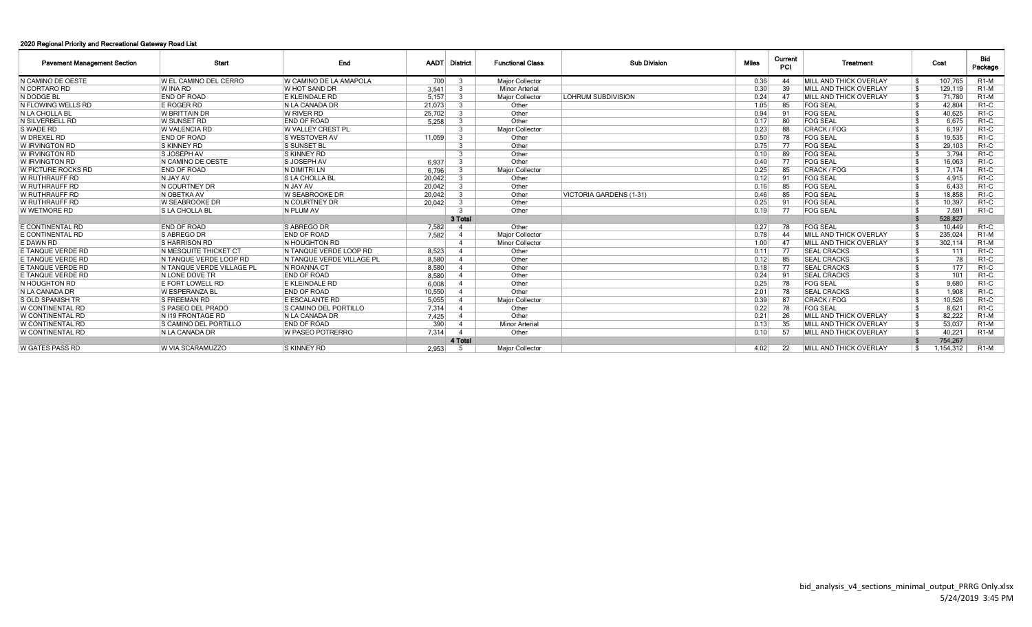**2020 Regional Priority and Recreational Gateway Road List**

| Pavement Management Section | Start | End | AADT | District | Functional Class | Sub Division | Miles | Current PCI | Treatment | Cost | Bid Package |
|---|---|---|---|---|---|---|---|---|---|---|---|
| N CAMINO DE OESTE | W EL CAMINO DEL CERRO | W CAMINO DE LA AMAPOLA | 700 | 3 | Major Collector | | 0.36 | 44 | MILL AND THICK OVERLAY | $ 107,765 | R1-M |
| N CORTARO RD | W INA RD | W HOT SAND DR | 3,541 | 3 | Minor Arterial | | 0.30 | 39 | MILL AND THICK OVERLAY | $ 129,119 | R1-M |
| N DODGE BL | END OF ROAD | E KLEINDALE RD | 5,157 | 3 | Major Collector | LOHRUM SUBDIVISION | 0.24 | 47 | MILL AND THICK OVERLAY | $ 71,780 | R1-M |
| N FLOWING WELLS RD | E ROGER RD | N LA CANADA DR | 21,073 | 3 | Other | | 1.05 | 85 | FOG SEAL | $ 42,804 | R1-C |
| N LA CHOLLA BL | W BRITTAIN DR | W RIVER RD | 25,702 | 3 | Other | | 0.94 | 91 | FOG SEAL | $ 40,625 | R1-C |
| N SILVERBELL RD | W SUNSET RD | END OF ROAD | 5,258 | 3 | Other | | 0.17 | 80 | FOG SEAL | $ 6,675 | R1-C |
| S WADE RD | W VALENCIA RD | W VALLEY CREST PL | | 3 | Major Collector | | 0.23 | 88 | CRACK / FOG | $ 6,197 | R1-C |
| W DREXEL RD | END OF ROAD | S WESTOVER AV | 11,059 | 3 | Other | | 0.50 | 78 | FOG SEAL | $ 19,535 | R1-C |
| W IRVINGTON RD | S KINNEY RD | S SUNSET BL | | 3 | Other | | 0.75 | 77 | FOG SEAL | $ 29,103 | R1-C |
| W IRVINGTON RD | S JOSEPH AV | S KINNEY RD | | 3 | Other | | 0.10 | 89 | FOG SEAL | $ 3,794 | R1-C |
| W IRVINGTON RD | N CAMINO DE OESTE | S JOSEPH AV | 6,937 | 3 | Other | | 0.40 | 77 | FOG SEAL | $ 16,063 | R1-C |
| W PICTURE ROCKS RD | END OF ROAD | N DIMITRI LN | 6,796 | 3 | Major Collector | | 0.25 | 85 | CRACK / FOG | $ 7,174 | R1-C |
| W RUTHRAUFF RD | N JAY AV | S LA CHOLLA BL | 20,042 | 3 | Other | | 0.12 | 91 | FOG SEAL | $ 4,915 | R1-C |
| W RUTHRAUFF RD | N COURTNEY DR | N JAY AV | 20,042 | 3 | Other | | 0.16 | 85 | FOG SEAL | $ 6,433 | R1-C |
| W RUTHRAUFF RD | N OBETKA AV | W SEABROOKE DR | 20,042 | 3 | Other | VICTORIA GARDENS (1-31) | 0.46 | 85 | FOG SEAL | $ 18,858 | R1-C |
| W RUTHRAUFF RD | W SEABROOKE DR | N COURTNEY DR | 20,042 | 3 | Other | | 0.25 | 91 | FOG SEAL | $ 10,397 | R1-C |
| W WETMORE RD | S LA CHOLLA BL | N PLUM AV | | 3 | Other | | 0.19 | 77 | FOG SEAL | $ 7,591 | R1-C |
| | | | | 3 Total | | | | | | $ 528,827 | |
| E CONTINENTAL RD | END OF ROAD | S ABREGO DR | 7,582 | 4 | Other | | 0.27 | 78 | FOG SEAL | $ 10,449 | R1-C |
| E CONTINENTAL RD | S ABREGO DR | END OF ROAD | 7,582 | 4 | Major Collector | | 0.78 | 44 | MILL AND THICK OVERLAY | $ 235,024 | R1-M |
| E DAWN RD | S HARRISON RD | N HOUGHTON RD | | 4 | Minor Collector | | 1.00 | 47 | MILL AND THICK OVERLAY | $ 302,114 | R1-M |
| E TANQUE VERDE RD | N MESQUITE THICKET CT | N TANQUE VERDE LOOP RD | 8,523 | 4 | Other | | 0.11 | 77 | SEAL CRACKS | $ 111 | R1-C |
| E TANQUE VERDE RD | N TANQUE VERDE LOOP RD | N TANQUE VERDE VILLAGE PL | 8,580 | 4 | Other | | 0.12 | 85 | SEAL CRACKS | $ 78 | R1-C |
| E TANQUE VERDE RD | N TANQUE VERDE VILLAGE PL | N ROANNA CT | 8,580 | 4 | Other | | 0.18 | 77 | SEAL CRACKS | $ 177 | R1-C |
| E TANQUE VERDE RD | N LONE DOVE TR | END OF ROAD | 8,580 | 4 | Other | | 0.24 | 91 | SEAL CRACKS | $ 101 | R1-C |
| N HOUGHTON RD | E FORT LOWELL RD | E KLEINDALE RD | 6,008 | 4 | Other | | 0.25 | 78 | FOG SEAL | $ 9,680 | R1-C |
| N LA CANADA DR | W ESPERANZA BL | END OF ROAD | 10,550 | 4 | Other | | 2.01 | 78 | SEAL CRACKS | $ 1,908 | R1-C |
| S OLD SPANISH TR | S FREEMAN RD | E ESCALANTE RD | 5,055 | 4 | Major Collector | | 0.39 | 87 | CRACK / FOG | $ 10,526 | R1-C |
| W CONTINENTAL RD | S PASEO DEL PRADO | S CAMINO DEL PORTILLO | 7,314 | 4 | Other | | 0.22 | 78 | FOG SEAL | $ 8,621 | R1-C |
| W CONTINENTAL RD | N I19 FRONTAGE RD | N LA CANADA DR | 7,425 | 4 | Other | | 0.21 | 26 | MILL AND THICK OVERLAY | $ 82,222 | R1-M |
| W CONTINENTAL RD | S CAMINO DEL PORTILLO | END OF ROAD | 390 | 4 | Minor Arterial | | 0.13 | 35 | MILL AND THICK OVERLAY | $ 53,037 | R1-M |
| W CONTINENTAL RD | N LA CANADA DR | W PASEO POTRERRO | 7,314 | 4 | Other | | 0.10 | 57 | MILL AND THICK OVERLAY | $ 40,221 | R1-M |
| | | | | 4 Total | | | | | | $ 754,267 | |
| W GATES PASS RD | W VIA SCARAMUZZO | S KINNEY RD | 2,953 | 5 | Major Collector | | 4.02 | 22 | MILL AND THICK OVERLAY | $ 1,154,312 | R1-M |

bid_analysis_v4_sections_minimal_output_PRRG Only.xlsx
5/24/2019 3:45 PM